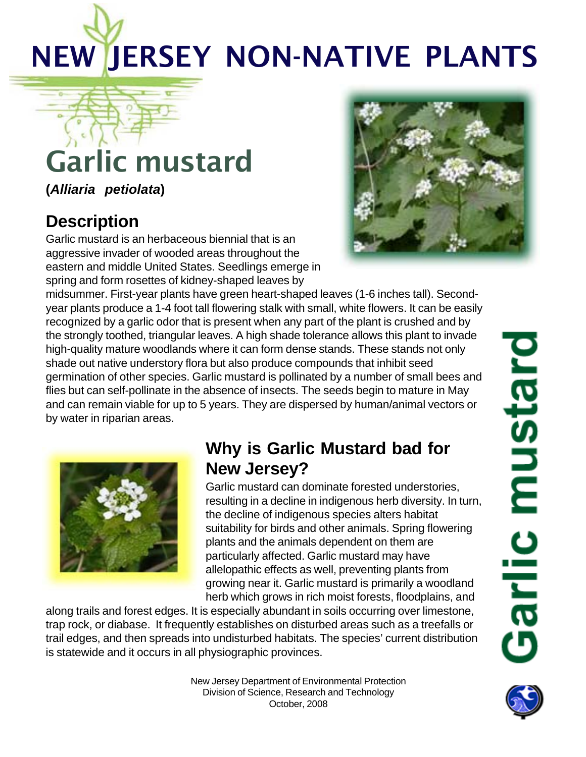# NEW JERSEY NON-NATIVE PLANTS

## Garlic mustard

**(*Alliaria petiolata*)**

### Description

Garlic mustard is an herbaceous biennial that is an aggressive invader of wooded areas throughout the eastern and middle United States. Seedlings emerge in spring and form rosettes of kidney-shaped leaves by midsummer. First-year plants have green heart-shaped leaves (1-6 inches tall). Second-year plants produce a 1-4 foot tall flowering stalk with small, white flowers. It can be easily recognized by a garlic odor that is present when any part of the plant is crushed and by the strongly toothed, triangular leaves. A high shade tolerance allows this plant to invade high-quality mature woodlands where it can form dense stands. These stands not only shade out native understory flora but also produce compounds that inhibit seed germination of other species. Garlic mustard is pollinated by a number of small bees and flies but can self-pollinate in the absence of insects. The seeds begin to mature in May and can remain viable for up to 5 years. They are dispersed by human/animal vectors or by water in riparian areas.

### Why is Garlic Mustard bad for New Jersey?

Garlic mustard can dominate forested understories, resulting in a decline in indigenous herb diversity. In turn, the decline of indigenous species alters habitat suitability for birds and other animals. Spring flowering plants and the animals dependent on them are particularly affected. Garlic mustard may have allelopathic effects as well, preventing plants from growing near it. Garlic mustard is primarily a woodland herb which grows in rich moist forests, floodplains, and along trails and forest edges. It is especially abundant in soils occurring over limestone, trap rock, or diabase. It frequently establishes on disturbed areas such as a treefalls or trail edges, and then spreads into undisturbed habitats. The species' current distribution is statewide and it occurs in all physiographic provinces.

New Jersey Department of Environmental Protection
Division of Science, Research and Technology
October, 2008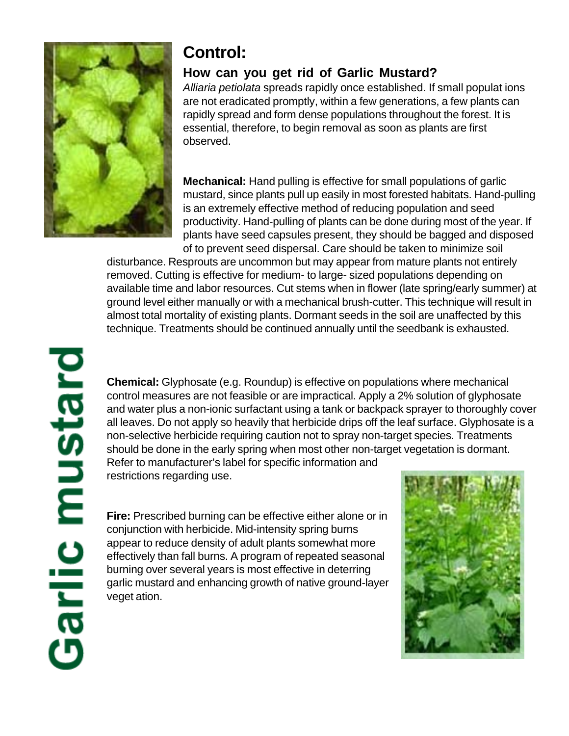# Control:

## How can you get rid of Garlic Mustard?

*Alliaria petiolata* spreads rapidly once established. If small populat ions are not eradicated promptly, within a few generations, a few plants can rapidly spread and form dense populations throughout the forest. It is essential, therefore, to begin removal as soon as plants are first observed.

**Mechanical:** Hand pulling is effective for small populations of garlic mustard, since plants pull up easily in most forested habitats. Hand-pulling is an extremely effective method of reducing population and seed productivity. Hand-pulling of plants can be done during most of the year. If plants have seed capsules present, they should be bagged and disposed of to prevent seed dispersal. Care should be taken to minimize soil disturbance. Resprouts are uncommon but may appear from mature plants not entirely removed. Cutting is effective for medium- to large- sized populations depending on available time and labor resources. Cut stems when in flower (late spring/early summer) at ground level either manually or with a mechanical brush-cutter. This technique will result in almost total mortality of existing plants. Dormant seeds in the soil are unaffected by this technique. Treatments should be continued annually until the seedbank is exhausted.

Garlic mustard

**Chemical:** Glyphosate (e.g. Roundup) is effective on populations where mechanical control measures are not feasible or are impractical. Apply a 2% solution of glyphosate and water plus a non-ionic surfactant using a tank or backpack sprayer to thoroughly cover all leaves. Do not apply so heavily that herbicide drips off the leaf surface. Glyphosate is a non-selective herbicide requiring caution not to spray non-target species. Treatments should be done in the early spring when most other non-target vegetation is dormant. Refer to manufacturer's label for specific information and restrictions regarding use.

**Fire:** Prescribed burning can be effective either alone or in conjunction with herbicide. Mid-intensity spring burns appear to reduce density of adult plants somewhat more effectively than fall burns. A program of repeated seasonal burning over several years is most effective in deterring garlic mustard and enhancing growth of native ground-layer veget ation.